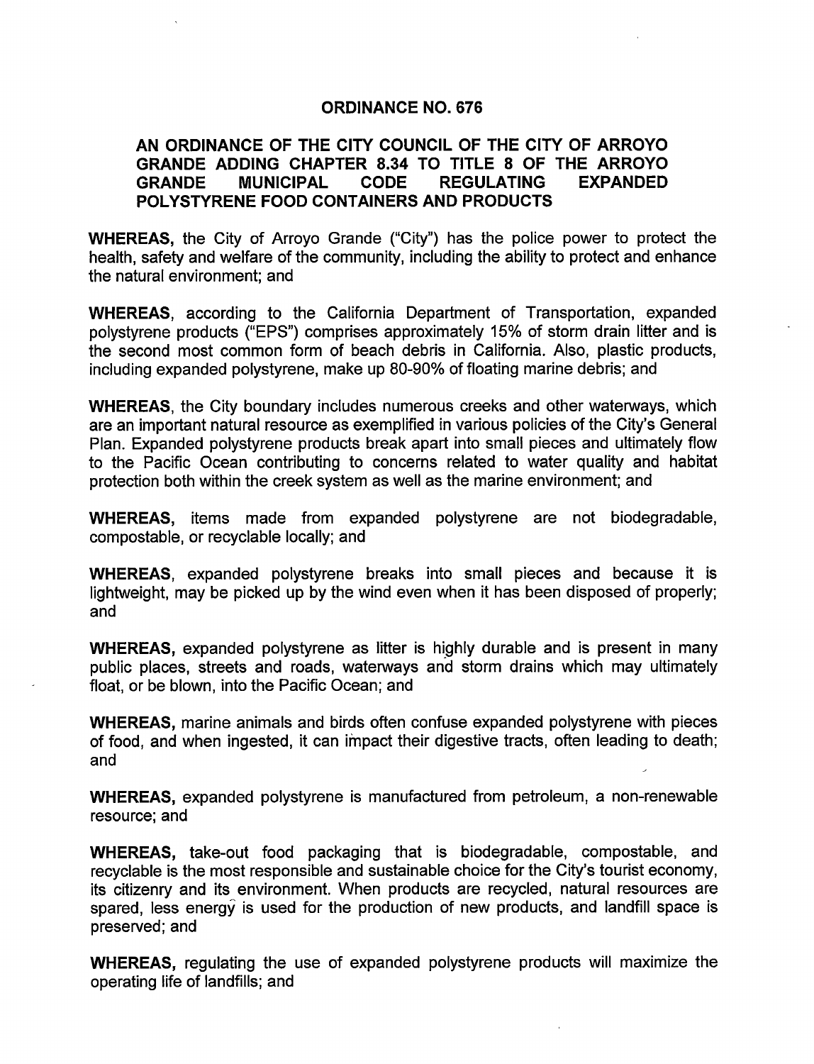# ORDINANCE NO. 676

## AN ORDINANCE OF THE CITY COUNCIL OF THE CITY OF ARROYO GRANDE ADDING CHAPTER 8.34 TO TITLE 8 OF THE ARROYO GRANDE MUNICIPAL CODE REGULATING EXPANDED POLYSTYRENE FOOD CONTAINERS AND PRODUCTS

**WHEREAS,** the City of Arroyo Grande ("City") has the police power to protect the health, safety and welfare of the community, including the ability to protect and enhance the natural environment; and

**WHEREAS**, according to the California Department of Transportation, expanded polystyrene products ("EPS") comprises approximately 15% of storm drain litter and is the second most common form of beach debris in California. Also, plastic products, including expanded polystyrene, make up 80-90% of floating marine debris; and

**WHEREAS**, the City boundary includes numerous creeks and other waterways, which are an important natural resource as exemplified in various policies of the City's General Plan. Expanded polystyrene products break apart into small pieces and ultimately flow to the Pacific Ocean contributing to concerns related to water quality and habitat protection both within the creek system as well as the marine environment; and

**WHEREAS,** items made from expanded polystyrene are not biodegradable, compostable, or recyclable locally; and

**WHEREAS**, expanded polystyrene breaks into small pieces and because it is lightweight, may be picked up by the wind even when it has been disposed of properly; and

**WHEREAS,** expanded polystyrene as litter is highly durable and is present in many public places, streets and roads, waterways and storm drains which may ultimately float, or be blown, into the Pacific Ocean; and

**WHEREAS,** marine animals and birds often confuse expanded polystyrene with pieces of food, and when ingested, it can impact their digestive tracts, often leading to death; and

**WHEREAS,** expanded polystyrene is manufactured from petroleum, a non-renewable resource; and

**WHEREAS,** take-out food packaging that is biodegradable, compostable, and recyclable is the most responsible and sustainable choice for the City's tourist economy, its citizenry and its environment. When products are recycled, natural resources are spared, less energy is used for the production of new products, and landfill space is preserved; and

**WHEREAS,** regulating the use of expanded polystyrene products will maximize the operating life of landfills; and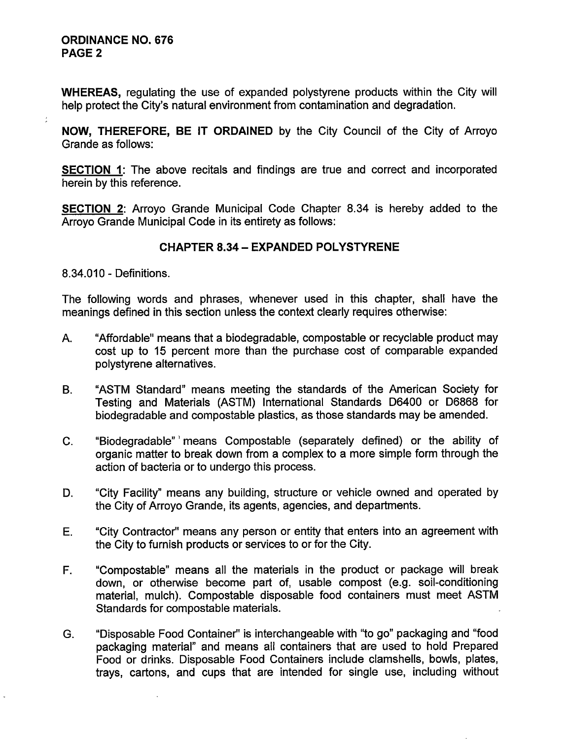WHEREAS, regulating the use of expanded polystyrene products within the City will help protect the City's natural environment from contamination and degradation.

**NOW, THEREFORE, BE IT ORDAINED** by the City Council of the City of Arroyo Grande as follows:

**SECTION 1**: The above recitals and findings are true and correct and incorporated herein by this reference.

**SECTION 2**: Arroyo Grande Municipal Code Chapter 8.34 is hereby added to the Arroyo Grande Municipal Code in its entirety as follows:

## CHAPTER 8.34 – EXPANDED POLYSTYRENE

8.34.010 - Definitions.

The following words and phrases, whenever used in this chapter, shall have the meanings defined in this section unless the context clearly requires otherwise:

A. "Affordable" means that a biodegradable, compostable or recyclable product may cost up to 15 percent more than the purchase cost of comparable expanded polystyrene alternatives.

B. "ASTM Standard" means meeting the standards of the American Society for Testing and Materials (ASTM) International Standards D6400 or D6868 for biodegradable and compostable plastics, as those standards may be amended.

C. "Biodegradable" means Compostable (separately defined) or the ability of organic matter to break down from a complex to a more simple form through the action of bacteria or to undergo this process.

D. "City Facility" means any building, structure or vehicle owned and operated by the City of Arroyo Grande, its agents, agencies, and departments.

E. "City Contractor" means any person or entity that enters into an agreement with the City to furnish products or services to or for the City.

F. "Compostable" means all the materials in the product or package will break down, or otherwise become part of, usable compost (e.g. soil-conditioning material, mulch). Compostable disposable food containers must meet ASTM Standards for compostable materials.

G. "Disposable Food Container" is interchangeable with "to go" packaging and "food packaging material" and means all containers that are used to hold Prepared Food or drinks. Disposable Food Containers include clamshells, bowls, plates, trays, cartons, and cups that are intended for single use, including without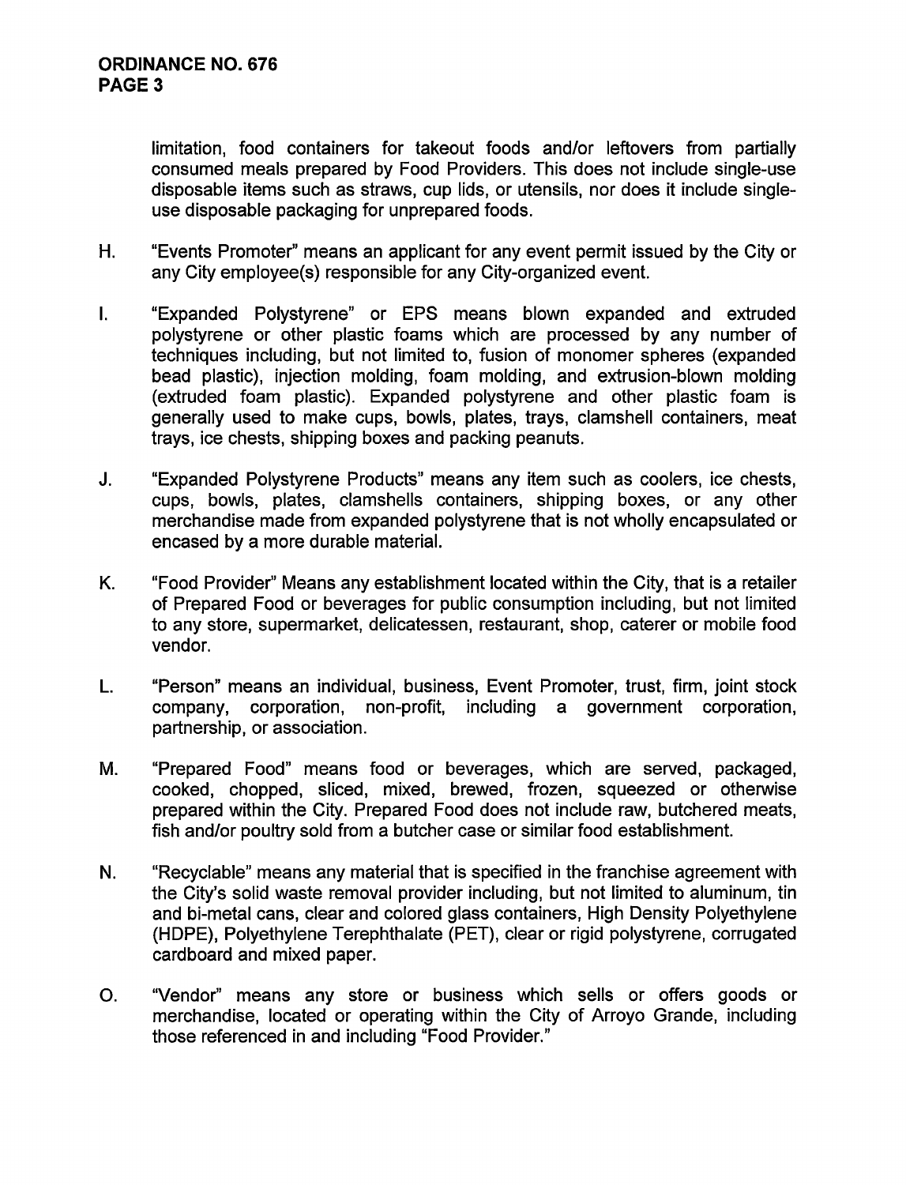limitation, food containers for takeout foods and/or leftovers from partially consumed meals prepared by Food Providers. This does not include single-use disposable items such as straws, cup lids, or utensils, nor does it include single-use disposable packaging for unprepared foods.

H. "Events Promoter" means an applicant for any event permit issued by the City or any City employee(s) responsible for any City-organized event.

I. "Expanded Polystyrene" or EPS means blown expanded and extruded polystyrene or other plastic foams which are processed by any number of techniques including, but not limited to, fusion of monomer spheres (expanded bead plastic), injection molding, foam molding, and extrusion-blown molding (extruded foam plastic). Expanded polystyrene and other plastic foam is generally used to make cups, bowls, plates, trays, clamshell containers, meat trays, ice chests, shipping boxes and packing peanuts.

J. "Expanded Polystyrene Products" means any item such as coolers, ice chests, cups, bowls, plates, clamshells containers, shipping boxes, or any other merchandise made from expanded polystyrene that is not wholly encapsulated or encased by a more durable material.

K. "Food Provider" Means any establishment located within the City, that is a retailer of Prepared Food or beverages for public consumption including, but not limited to any store, supermarket, delicatessen, restaurant, shop, caterer or mobile food vendor.

L. "Person" means an individual, business, Event Promoter, trust, firm, joint stock company, corporation, non-profit, including a government corporation, partnership, or association.

M. "Prepared Food" means food or beverages, which are served, packaged, cooked, chopped, sliced, mixed, brewed, frozen, squeezed or otherwise prepared within the City. Prepared Food does not include raw, butchered meats, fish and/or poultry sold from a butcher case or similar food establishment.

N. "Recyclable" means any material that is specified in the franchise agreement with the City's solid waste removal provider including, but not limited to aluminum, tin and bi-metal cans, clear and colored glass containers, High Density Polyethylene (HDPE), Polyethylene Terephthalate (PET), clear or rigid polystyrene, corrugated cardboard and mixed paper.

O. "Vendor" means any store or business which sells or offers goods or merchandise, located or operating within the City of Arroyo Grande, including those referenced in and including "Food Provider."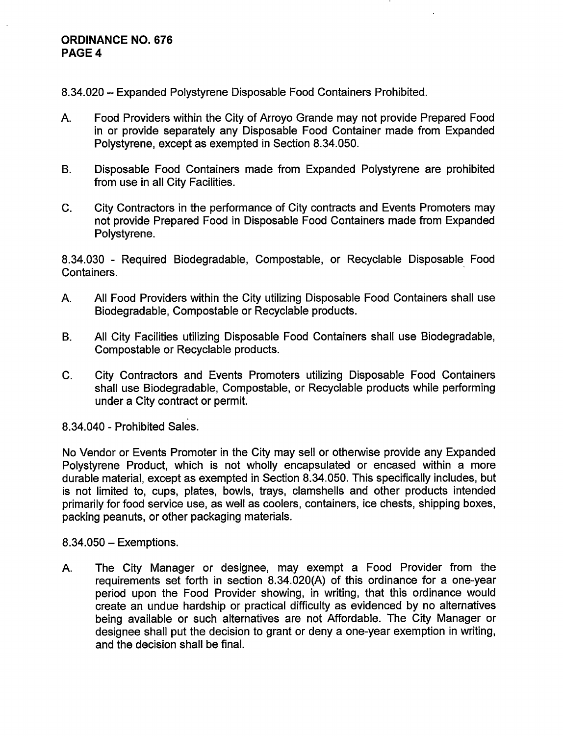8.34.020 – Expanded Polystyrene Disposable Food Containers Prohibited.

A. Food Providers within the City of Arroyo Grande may not provide Prepared Food in or provide separately any Disposable Food Container made from Expanded Polystyrene, except as exempted in Section 8.34.050.

B. Disposable Food Containers made from Expanded Polystyrene are prohibited from use in all City Facilities.

C. City Contractors in the performance of City contracts and Events Promoters may not provide Prepared Food in Disposable Food Containers made from Expanded Polystyrene.

8.34.030 - Required Biodegradable, Compostable, or Recyclable Disposable Food Containers.

A. All Food Providers within the City utilizing Disposable Food Containers shall use Biodegradable, Compostable or Recyclable products.

B. All City Facilities utilizing Disposable Food Containers shall use Biodegradable, Compostable or Recyclable products.

C. City Contractors and Events Promoters utilizing Disposable Food Containers shall use Biodegradable, Compostable, or Recyclable products while performing under a City contract or permit.

8.34.040 - Prohibited Sales.

No Vendor or Events Promoter in the City may sell or otherwise provide any Expanded Polystyrene Product, which is not wholly encapsulated or encased within a more durable material, except as exempted in Section 8.34.050. This specifically includes, but is not limited to, cups, plates, bowls, trays, clamshells and other products intended primarily for food service use, as well as coolers, containers, ice chests, shipping boxes, packing peanuts, or other packaging materials.

8.34.050 – Exemptions.

A. The City Manager or designee, may exempt a Food Provider from the requirements set forth in section 8.34.020(A) of this ordinance for a one-year period upon the Food Provider showing, in writing, that this ordinance would create an undue hardship or practical difficulty as evidenced by no alternatives being available or such alternatives are not Affordable. The City Manager or designee shall put the decision to grant or deny a one-year exemption in writing, and the decision shall be final.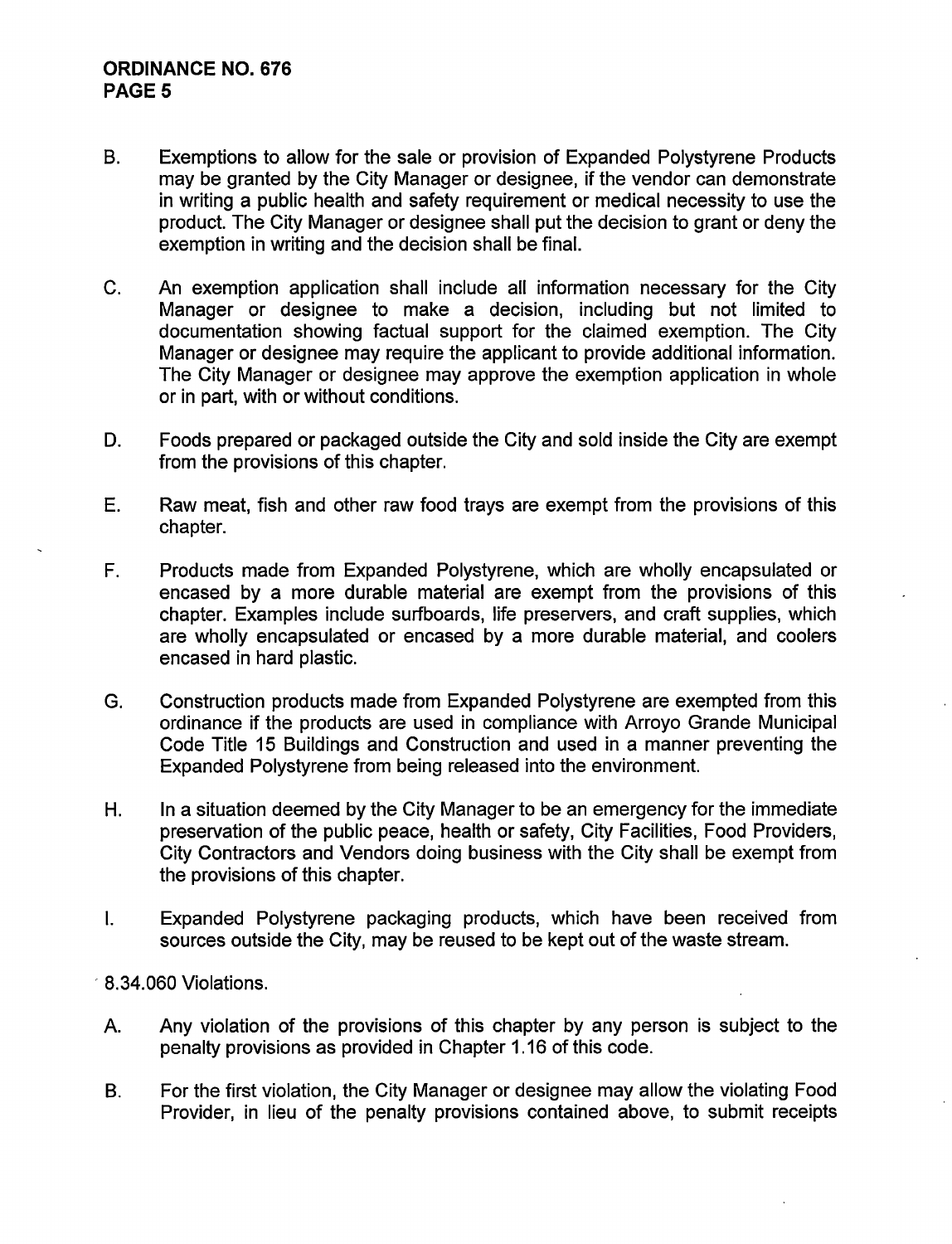B. Exemptions to allow for the sale or provision of Expanded Polystyrene Products may be granted by the City Manager or designee, if the vendor can demonstrate in writing a public health and safety requirement or medical necessity to use the product. The City Manager or designee shall put the decision to grant or deny the exemption in writing and the decision shall be final.

C. An exemption application shall include all information necessary for the City Manager or designee to make a decision, including but not limited to documentation showing factual support for the claimed exemption. The City Manager or designee may require the applicant to provide additional information. The City Manager or designee may approve the exemption application in whole or in part, with or without conditions.

D. Foods prepared or packaged outside the City and sold inside the City are exempt from the provisions of this chapter.

E. Raw meat, fish and other raw food trays are exempt from the provisions of this chapter.

F. Products made from Expanded Polystyrene, which are wholly encapsulated or encased by a more durable material are exempt from the provisions of this chapter. Examples include surfboards, life preservers, and craft supplies, which are wholly encapsulated or encased by a more durable material, and coolers encased in hard plastic.

G. Construction products made from Expanded Polystyrene are exempted from this ordinance if the products are used in compliance with Arroyo Grande Municipal Code Title 15 Buildings and Construction and used in a manner preventing the Expanded Polystyrene from being released into the environment.

H. In a situation deemed by the City Manager to be an emergency for the immediate preservation of the public peace, health or safety, City Facilities, Food Providers, City Contractors and Vendors doing business with the City shall be exempt from the provisions of this chapter.

I. Expanded Polystyrene packaging products, which have been received from sources outside the City, may be reused to be kept out of the waste stream.

8.34.060 Violations.

A. Any violation of the provisions of this chapter by any person is subject to the penalty provisions as provided in Chapter 1.16 of this code.

B. For the first violation, the City Manager or designee may allow the violating Food Provider, in lieu of the penalty provisions contained above, to submit receipts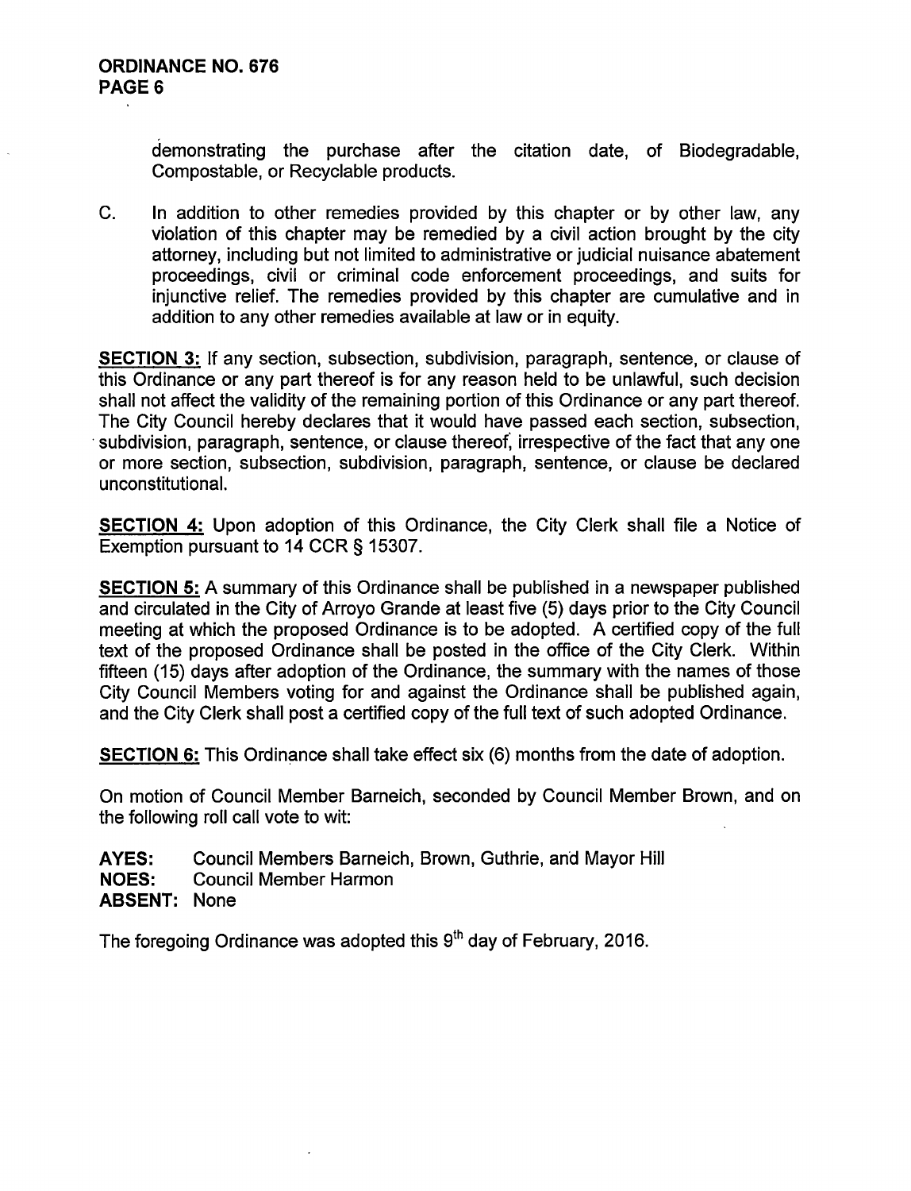demonstrating the purchase after the citation date, of Biodegradable, Compostable, or Recyclable products.

C. In addition to other remedies provided by this chapter or by other law, any violation of this chapter may be remedied by a civil action brought by the city attorney, including but not limited to administrative or judicial nuisance abatement proceedings, civil or criminal code enforcement proceedings, and suits for injunctive relief. The remedies provided by this chapter are cumulative and in addition to any other remedies available at law or in equity.

**SECTION 3:** If any section, subsection, subdivision, paragraph, sentence, or clause of this Ordinance or any part thereof is for any reason held to be unlawful, such decision shall not affect the validity of the remaining portion of this Ordinance or any part thereof. The City Council hereby declares that it would have passed each section, subsection, subdivision, paragraph, sentence, or clause thereof, irrespective of the fact that any one or more section, subsection, subdivision, paragraph, sentence, or clause be declared unconstitutional.

**SECTION 4:** Upon adoption of this Ordinance, the City Clerk shall file a Notice of Exemption pursuant to 14 CCR § 15307.

**SECTION 5:** A summary of this Ordinance shall be published in a newspaper published and circulated in the City of Arroyo Grande at least five (5) days prior to the City Council meeting at which the proposed Ordinance is to be adopted. A certified copy of the full text of the proposed Ordinance shall be posted in the office of the City Clerk. Within fifteen (15) days after adoption of the Ordinance, the summary with the names of those City Council Members voting for and against the Ordinance shall be published again, and the City Clerk shall post a certified copy of the full text of such adopted Ordinance.

**SECTION 6:** This Ordinance shall take effect six (6) months from the date of adoption.

On motion of Council Member Barneich, seconded by Council Member Brown, and on the following roll call vote to wit:

**AYES:** Council Members Barneich, Brown, Guthrie, and Mayor Hill
**NOES:** Council Member Harmon
**ABSENT:** None

The foregoing Ordinance was adopted this 9th day of February, 2016.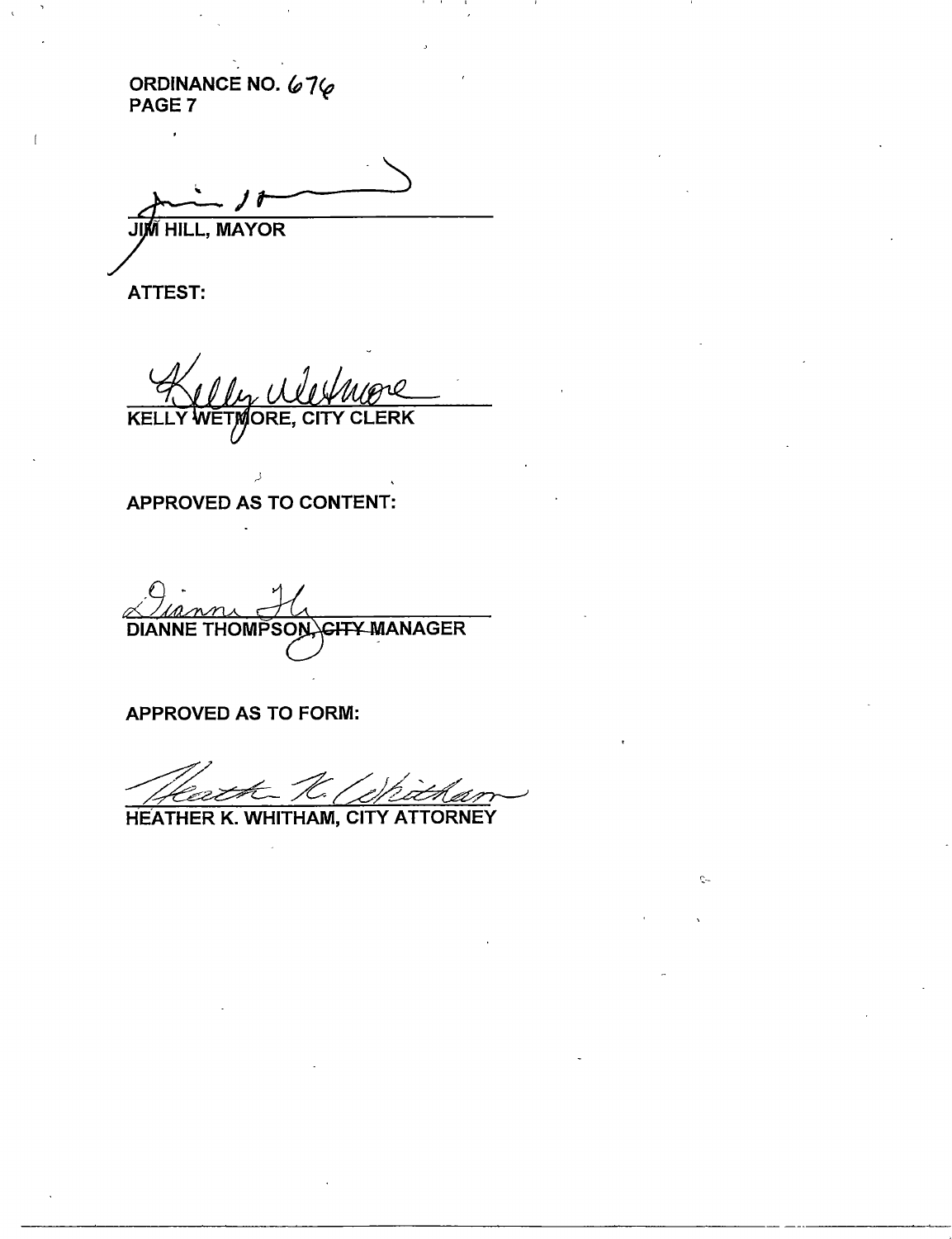ORDINANCE NO. 676
PAGE 7

______________________________
JIM HILL, MAYOR

ATTEST:

______________________________
KELLY WETMORE, CITY CLERK

APPROVED AS TO CONTENT:

______________________________
DIANNE THOMPSON, ~~CITY~~ MANAGER

APPROVED AS TO FORM:

______________________________
HEATHER K. WHITHAM, CITY ATTORNEY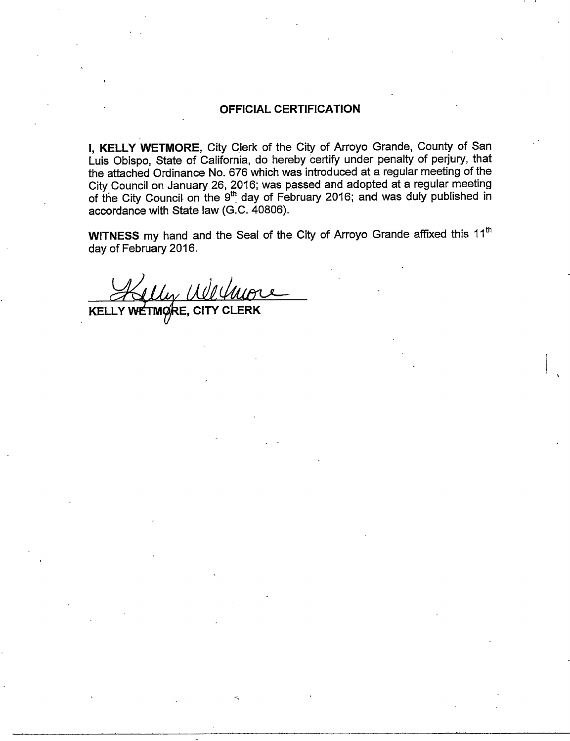## OFFICIAL CERTIFICATION

**I, KELLY WETMORE,** City Clerk of the City of Arroyo Grande, County of San Luis Obispo, State of California, do hereby certify under penalty of perjury, that the attached Ordinance No. 676 which was introduced at a regular meeting of the City Council on January 26, 2016; was passed and adopted at a regular meeting of the City Council on the 9th day of February 2016; and was duly published in accordance with State law (G.C. 40806).

**WITNESS** my hand and the Seal of the City of Arroyo Grande affixed this 11th day of February 2016.

Kelly Wetmore

**KELLY WETMORE, CITY CLERK**